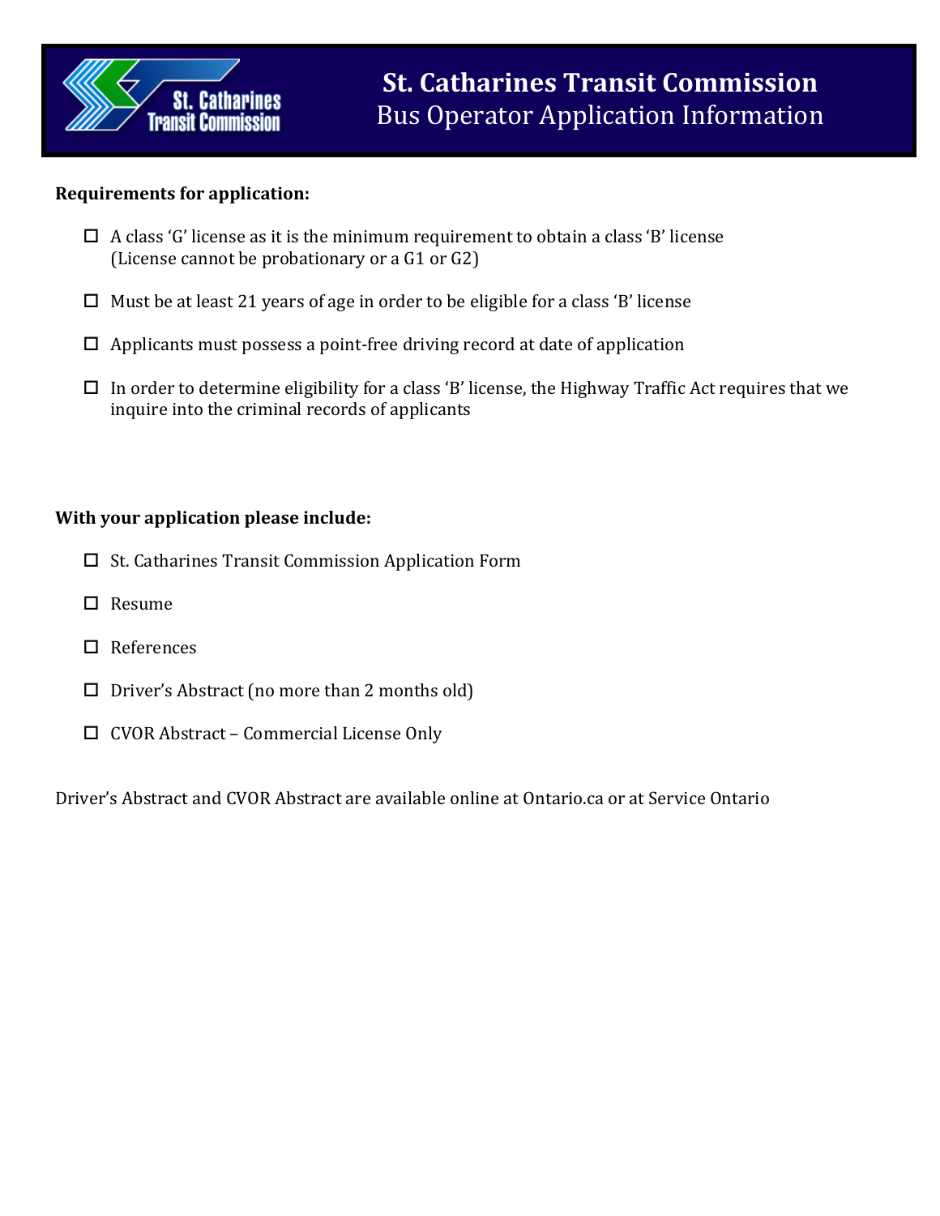# St. Catharines Transit Commission

## Bus Operator Application Information

**Requirements for application:**

- ☐ A class 'G' license as it is the minimum requirement to obtain a class 'B' license (License cannot be probationary or a G1 or G2)
- ☐ Must be at least 21 years of age in order to be eligible for a class 'B' license
- ☐ Applicants must possess a point-free driving record at date of application
- ☐ In order to determine eligibility for a class 'B' license, the Highway Traffic Act requires that we inquire into the criminal records of applicants

**With your application please include:**

- ☐ St. Catharines Transit Commission Application Form
- ☐ Resume
- ☐ References
- ☐ Driver's Abstract (no more than 2 months old)
- ☐ CVOR Abstract – Commercial License Only

Driver's Abstract and CVOR Abstract are available online at Ontario.ca or at Service Ontario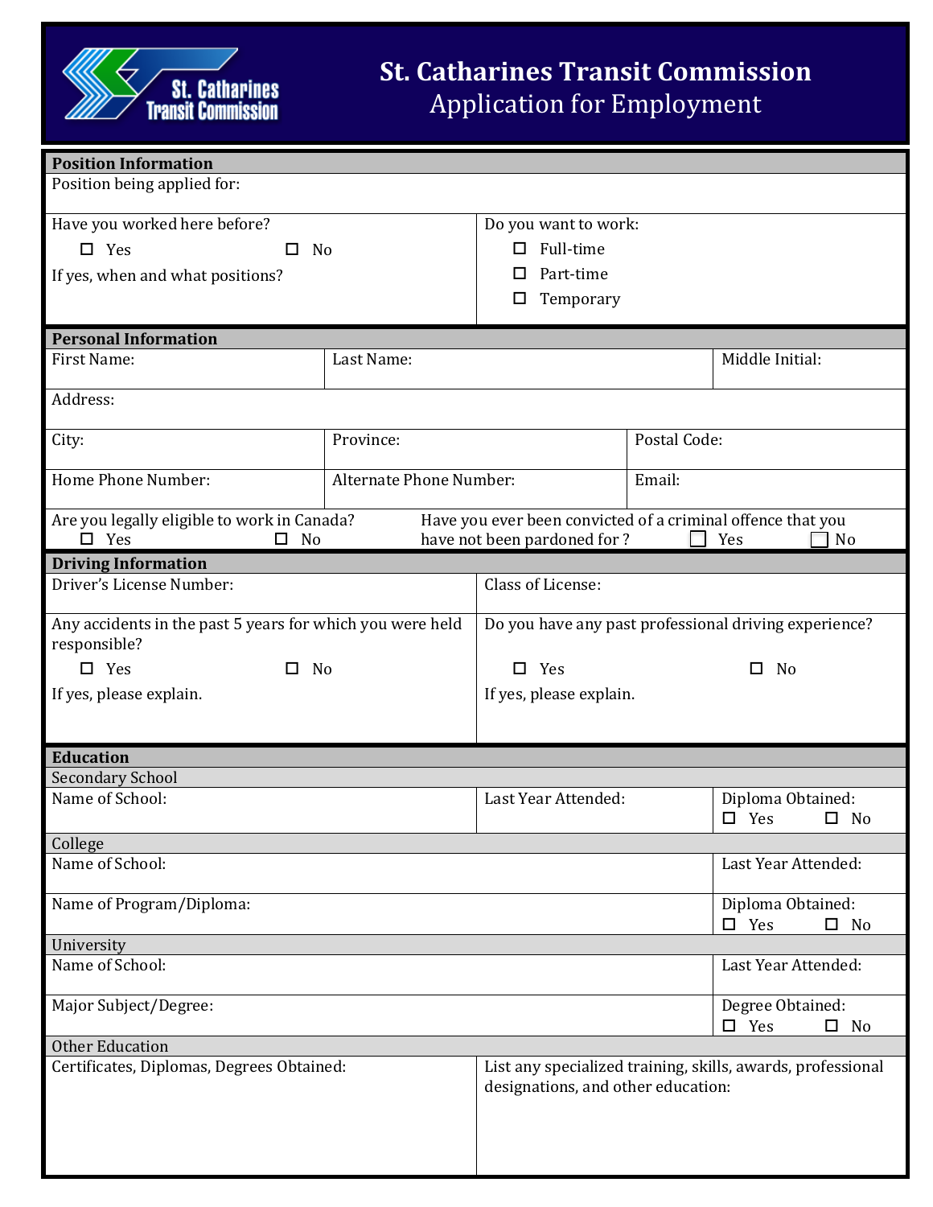# St. Catharines Transit Commission
## Application for Employment

### Position Information

Position being applied for:

| Have you worked here before? | Do you want to work: |
|---|---|
| ☐ Yes ☐ No | ☐ Full-time |
| If yes, when and what positions? | ☐ Part-time |
| | ☐ Temporary |

### Personal Information

| First Name: | Last Name: | Middle Initial: |
|---|---|---|

Address:

| City: | Province: | Postal Code: |
|---|---|---|
| **Home Phone Number:** | **Alternate Phone Number:** | **Email:** |

| Are you legally eligible to work in Canada? | Have you ever been convicted of a criminal offence that you have not been pardoned for ? |
|---|---|
| ☐ Yes ☐ No | ☐ Yes ☐ No |

### Driving Information

| Driver's License Number: | Class of License: |
|---|---|
| Any accidents in the past 5 years for which you were held responsible? | Do you have any past professional driving experience? |
| ☐ Yes ☐ No | ☐ Yes ☐ No |
| If yes, please explain. | If yes, please explain. |

### Education

#### Secondary School

| Name of School: | Last Year Attended: | Diploma Obtained: ☐ Yes ☐ No |
|---|---|---|

#### College

| Name of School: | Last Year Attended: |
|---|---|
| Name of Program/Diploma: | Diploma Obtained: ☐ Yes ☐ No |

#### University

| Name of School: | Last Year Attended: |
|---|---|
| Major Subject/Degree: | Degree Obtained: ☐ Yes ☐ No |

#### Other Education

| Certificates, Diplomas, Degrees Obtained: | List any specialized training, skills, awards, professional designations, and other education: |
|---|---|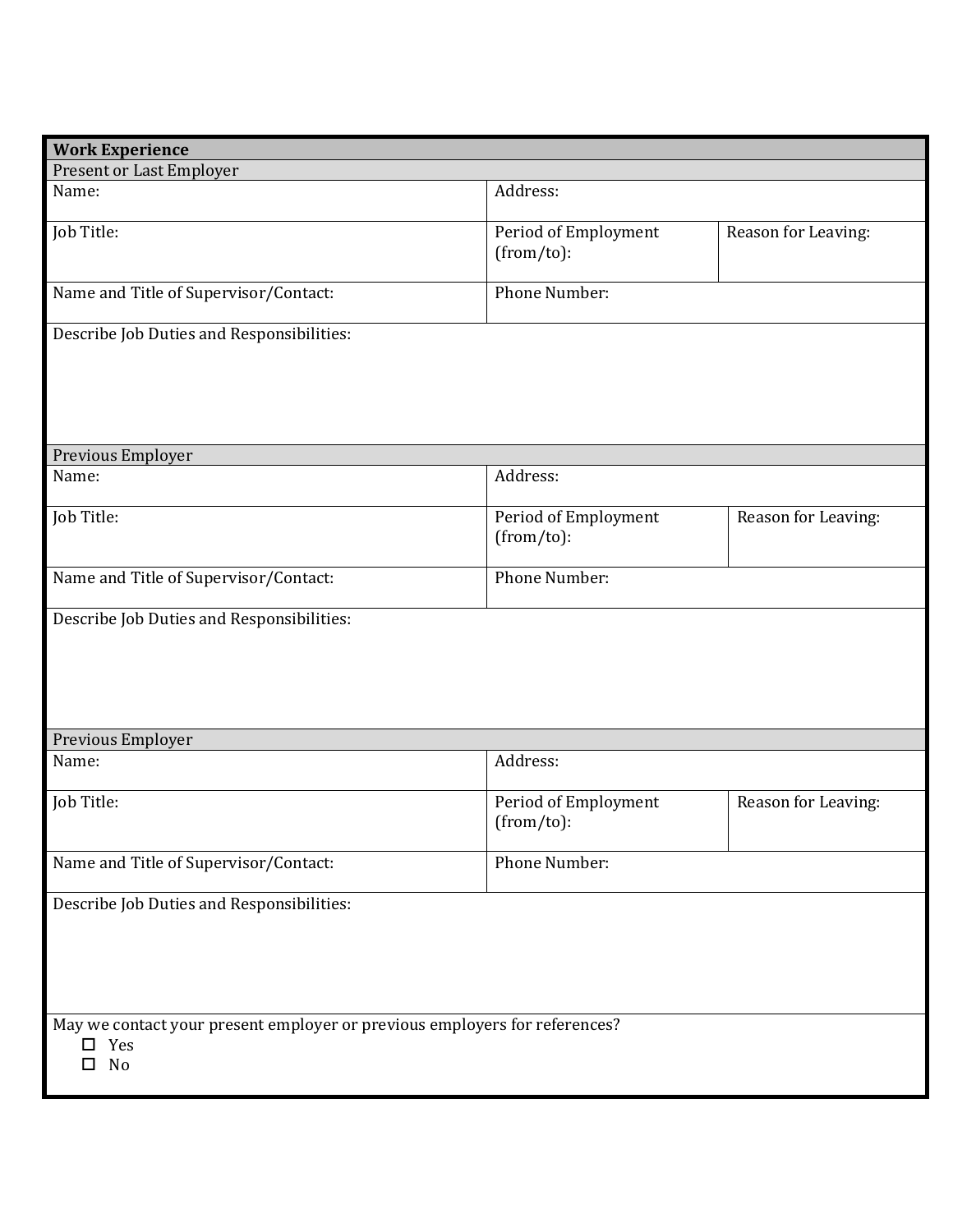## Work Experience

### Present or Last Employer

| Name: | Address: | |
|---|---|---|
| Job Title: | Period of Employment (from/to): | Reason for Leaving: |
| Name and Title of Supervisor/Contact: | Phone Number: | |
| Describe Job Duties and Responsibilities: | | |

### Previous Employer

| Name: | Address: | |
|---|---|---|
| Job Title: | Period of Employment (from/to): | Reason for Leaving: |
| Name and Title of Supervisor/Contact: | Phone Number: | |
| Describe Job Duties and Responsibilities: | | |

### Previous Employer

| Name: | Address: | |
|---|---|---|
| Job Title: | Period of Employment (from/to): | Reason for Leaving: |
| Name and Title of Supervisor/Contact: | Phone Number: | |
| Describe Job Duties and Responsibilities: | | |

May we contact your present employer or previous employers for references?

- ☐ Yes
- ☐ No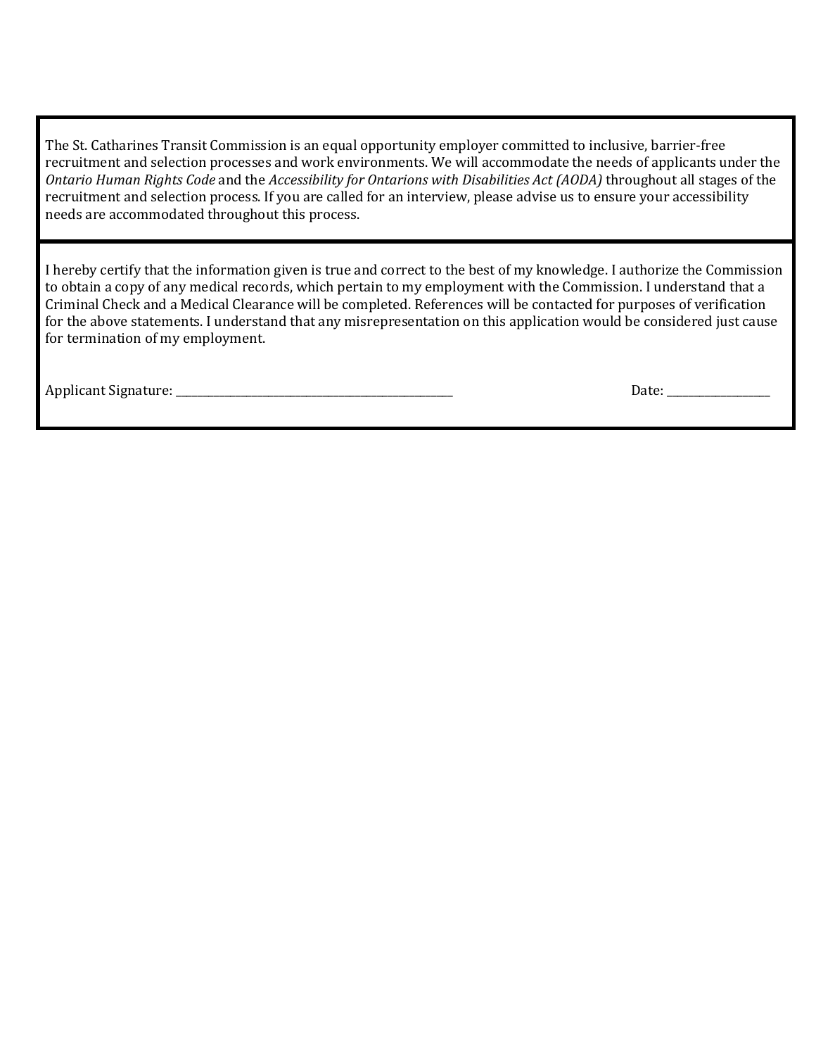The St. Catharines Transit Commission is an equal opportunity employer committed to inclusive, barrier-free recruitment and selection processes and work environments. We will accommodate the needs of applicants under the *Ontario Human Rights Code* and the *Accessibility for Ontarions with Disabilities Act (AODA)* throughout all stages of the recruitment and selection process. If you are called for an interview, please advise us to ensure your accessibility needs are accommodated throughout this process.

I hereby certify that the information given is true and correct to the best of my knowledge. I authorize the Commission to obtain a copy of any medical records, which pertain to my employment with the Commission. I understand that a Criminal Check and a Medical Clearance will be completed. References will be contacted for purposes of verification for the above statements. I understand that any misrepresentation on this application would be considered just cause for termination of my employment.

Applicant Signature: ______________________________________________ Date: _________________